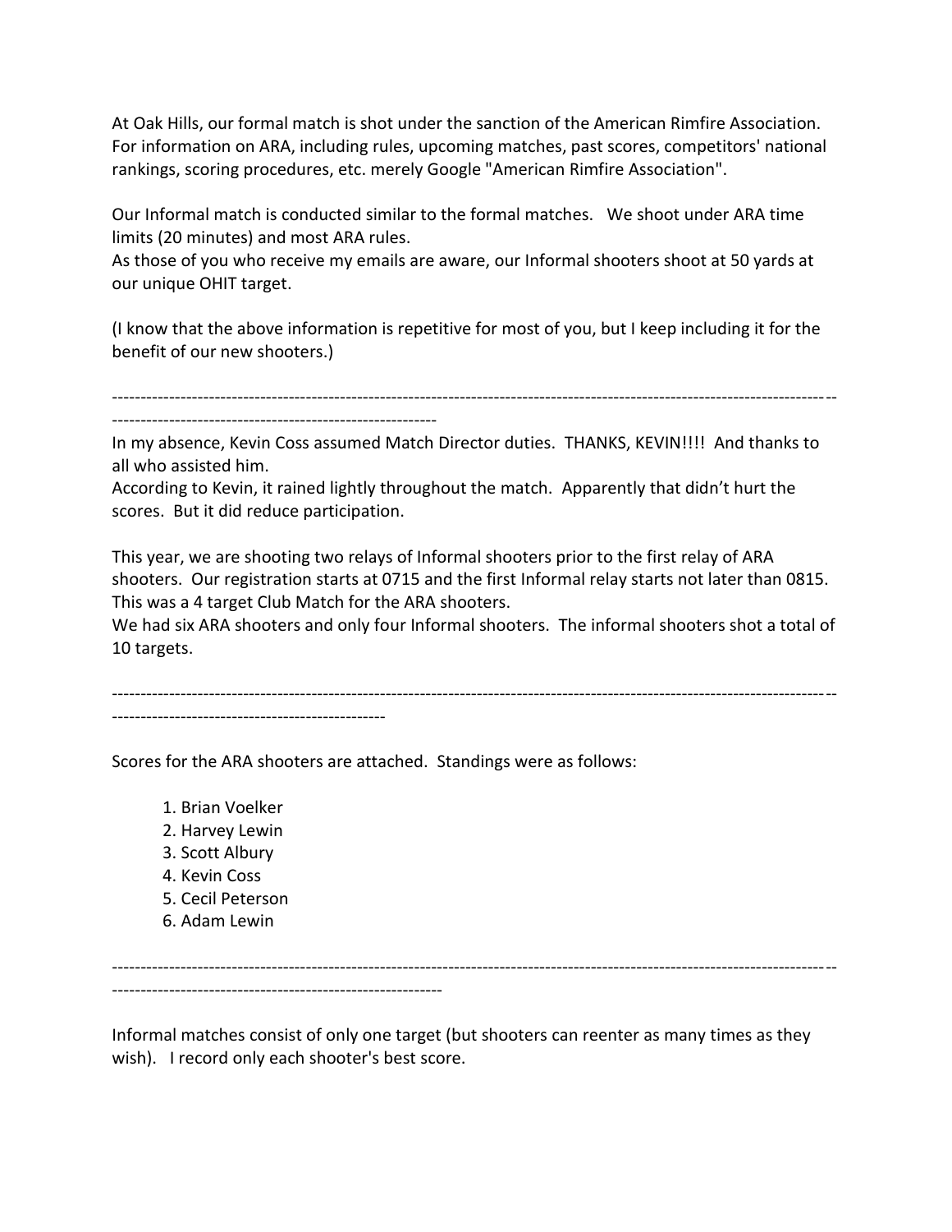At Oak Hills, our formal match is shot under the sanction of the American Rimfire Association. For information on ARA, including rules, upcoming matches, past scores, competitors' national rankings, scoring procedures, etc. merely Google "American Rimfire Association".

Our Informal match is conducted similar to the formal matches. We shoot under ARA time limits (20 minutes) and most ARA rules.
As those of you who receive my emails are aware, our Informal shooters shoot at 50 yards at our unique OHIT target.

(I know that the above information is repetitive for most of you, but I keep including it for the benefit of our new shooters.)

---

In my absence, Kevin Coss assumed Match Director duties. THANKS, KEVIN!!!! And thanks to all who assisted him.
According to Kevin, it rained lightly throughout the match. Apparently that didn't hurt the scores. But it did reduce participation.

This year, we are shooting two relays of Informal shooters prior to the first relay of ARA shooters. Our registration starts at 0715 and the first Informal relay starts not later than 0815. This was a 4 target Club Match for the ARA shooters.
We had six ARA shooters and only four Informal shooters. The informal shooters shot a total of 10 targets.

---

Scores for the ARA shooters are attached. Standings were as follows:

1. Brian Voelker
2. Harvey Lewin
3. Scott Albury
4. Kevin Coss
5. Cecil Peterson
6. Adam Lewin

---

Informal matches consist of only one target (but shooters can reenter as many times as they wish). I record only each shooter's best score.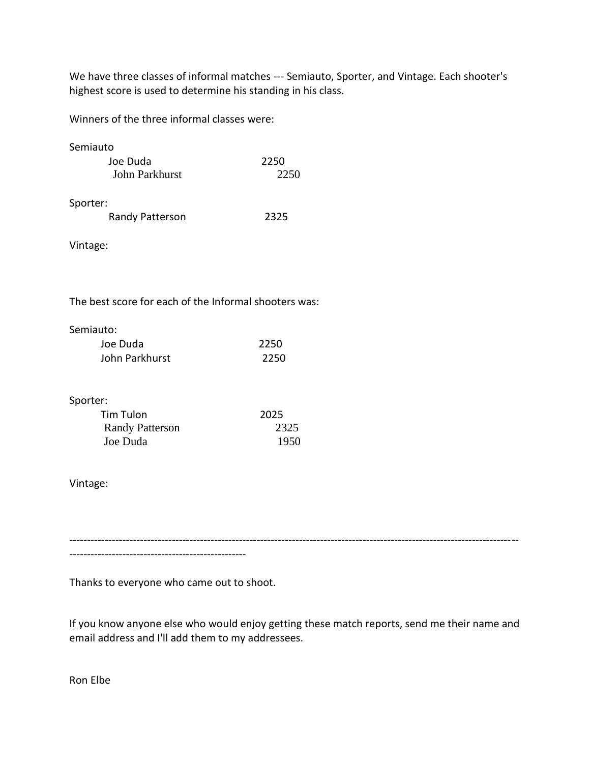We have three classes of informal matches --- Semiauto, Sporter, and Vintage. Each shooter's highest score is used to determine his standing in his class.

Winners of the three informal classes were:

Semiauto

| | |
|---|---|
| Joe Duda | 2250 |
| John Parkhurst | 2250 |

Sporter:

| | |
|---|---|
| Randy Patterson | 2325 |

Vintage:

The best score for each of the Informal shooters was:

Semiauto:

| | |
|---|---|
| Joe Duda | 2250 |
| John Parkhurst | 2250 |

Sporter:

| | |
|---|---|
| Tim Tulon | 2025 |
| Randy Patterson | 2325 |
| Joe Duda | 1950 |

Vintage:

---

Thanks to everyone who came out to shoot.

If you know anyone else who would enjoy getting these match reports, send me their name and email address and I'll add them to my addressees.

Ron Elbe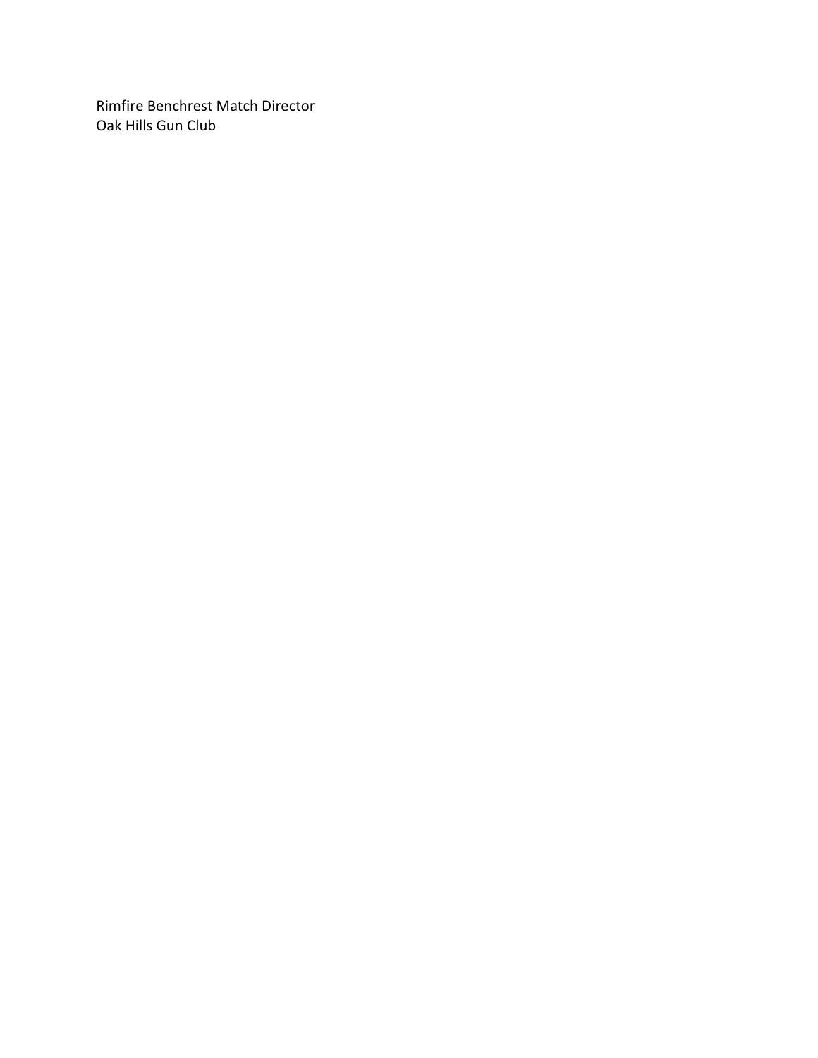Rimfire Benchrest Match Director
Oak Hills Gun Club